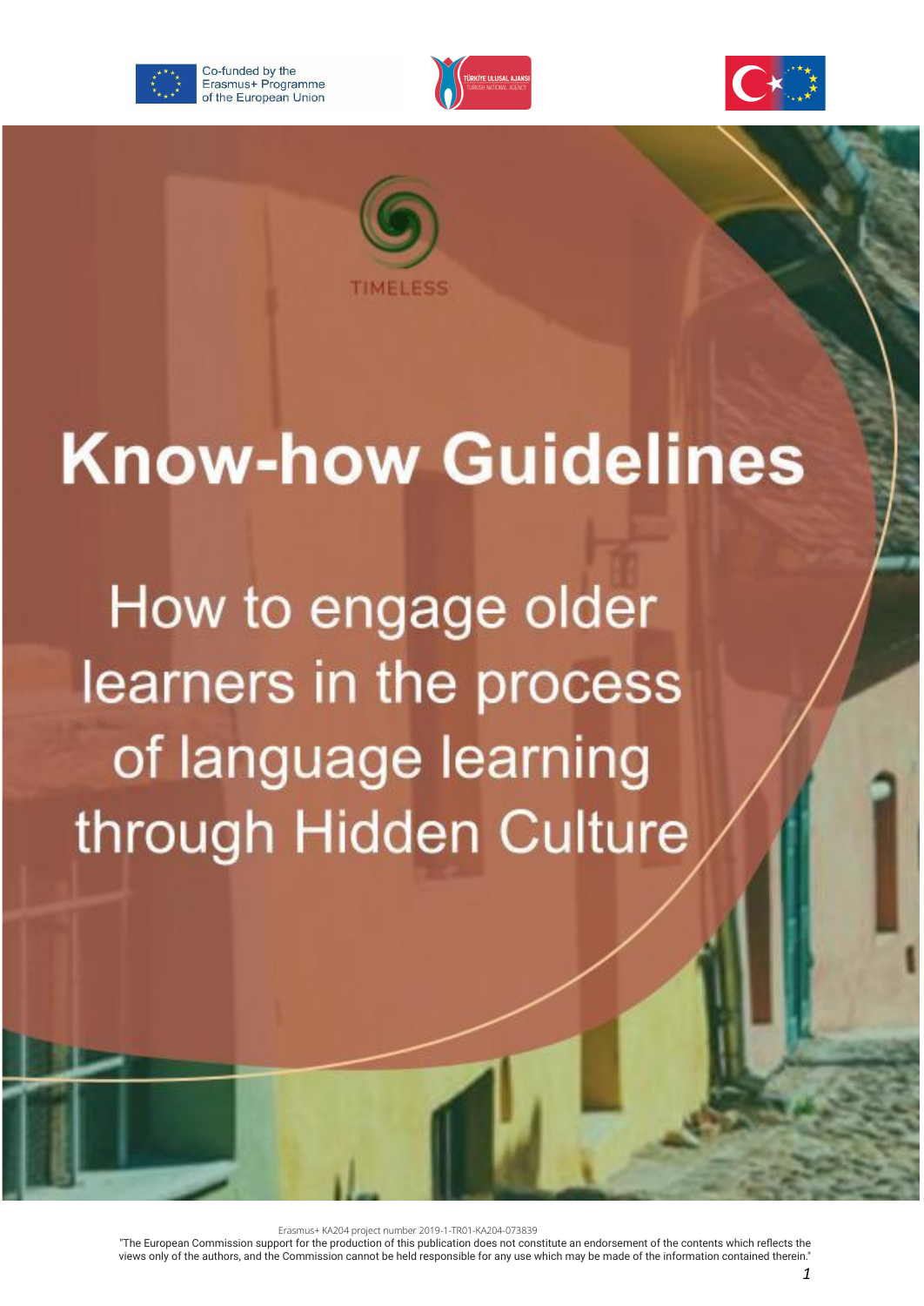Co-funded by the Erasmus+ Programme of the European Union

TÜRKİYE ULUSAL AJANSI
TURKISH NATIONAL AGENCY

TIMELESS

# Know-how Guidelines

## How to engage older learners in the process of language learning through Hidden Culture

Erasmus+ KA204 project number 2019-1-TR01-KA204-073839

"The European Commission support for the production of this publication does not constitute an endorsement of the contents which reflects the views only of the authors, and the Commission cannot be held responsible for any use which may be made of the information contained therein."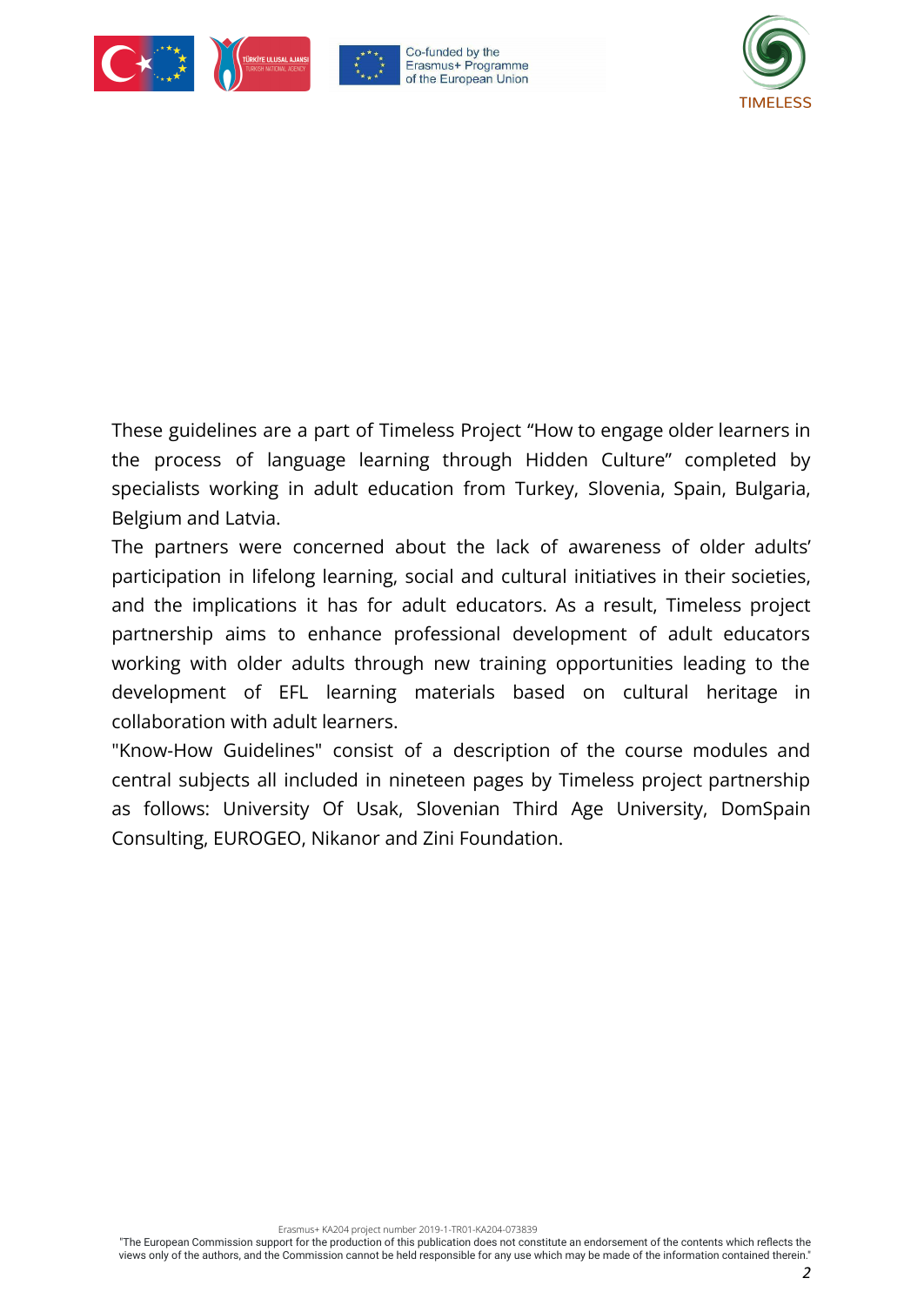These guidelines are a part of Timeless Project “How to engage older learners in the process of language learning through Hidden Culture” completed by specialists working in adult education from Turkey, Slovenia, Spain, Bulgaria, Belgium and Latvia.

The partners were concerned about the lack of awareness of older adults’ participation in lifelong learning, social and cultural initiatives in their societies, and the implications it has for adult educators. As a result, Timeless project partnership aims to enhance professional development of adult educators working with older adults through new training opportunities leading to the development of EFL learning materials based on cultural heritage in collaboration with adult learners.

"Know-How Guidelines" consist of a description of the course modules and central subjects all included in nineteen pages by Timeless project partnership as follows: University Of Usak, Slovenian Third Age University, DomSpain Consulting, EUROGEO, Nikanor and Zini Foundation.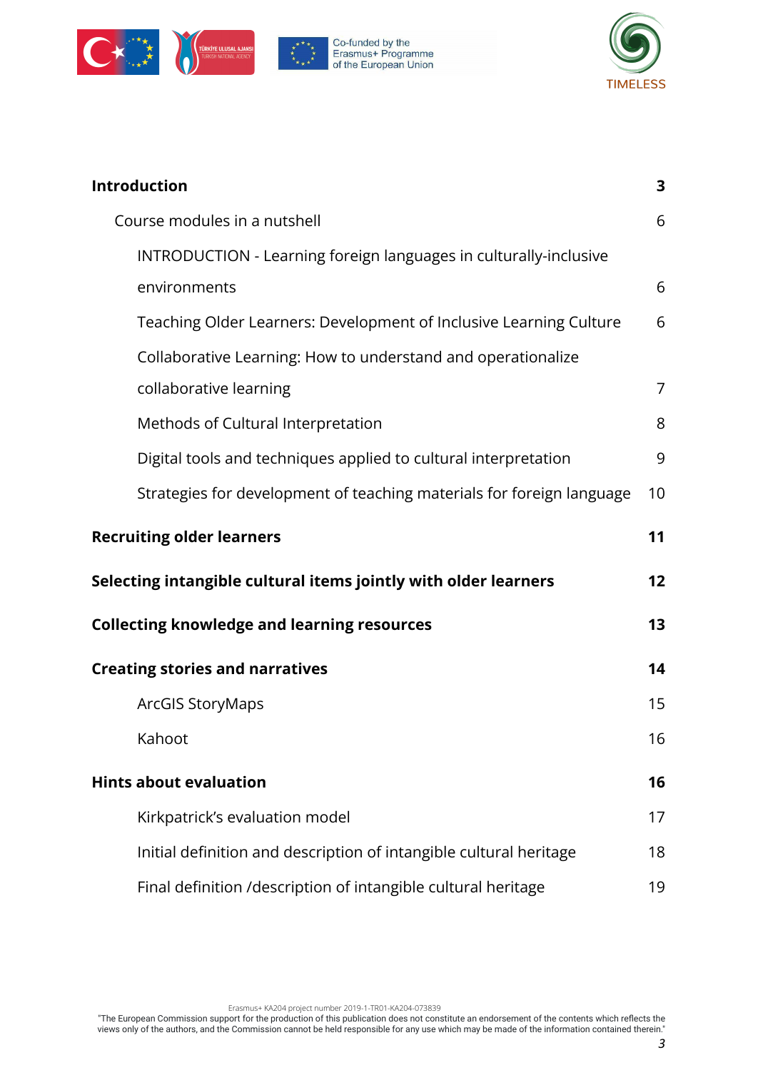| | |
|---|---|
| **Introduction** | **3** |
| Course modules in a nutshell | 6 |
| INTRODUCTION - Learning foreign languages in culturally-inclusive environments | 6 |
| Teaching Older Learners: Development of Inclusive Learning Culture | 6 |
| Collaborative Learning: How to understand and operationalize collaborative learning | 7 |
| Methods of Cultural Interpretation | 8 |
| Digital tools and techniques applied to cultural interpretation | 9 |
| Strategies for development of teaching materials for foreign language | 10 |
| **Recruiting older learners** | **11** |
| **Selecting intangible cultural items jointly with older learners** | **12** |
| **Collecting knowledge and learning resources** | **13** |
| **Creating stories and narratives** | **14** |
| ArcGIS StoryMaps | 15 |
| Kahoot | 16 |
| **Hints about evaluation** | **16** |
| Kirkpatrick's evaluation model | 17 |
| Initial definition and description of intangible cultural heritage | 18 |
| Final definition /description of intangible cultural heritage | 19 |

Erasmus+ KA204 project number 2019-1-TR01-KA204-073839

"The European Commission support for the production of this publication does not constitute an endorsement of the contents which reflects the views only of the authors, and the Commission cannot be held responsible for any use which may be made of the information contained therein."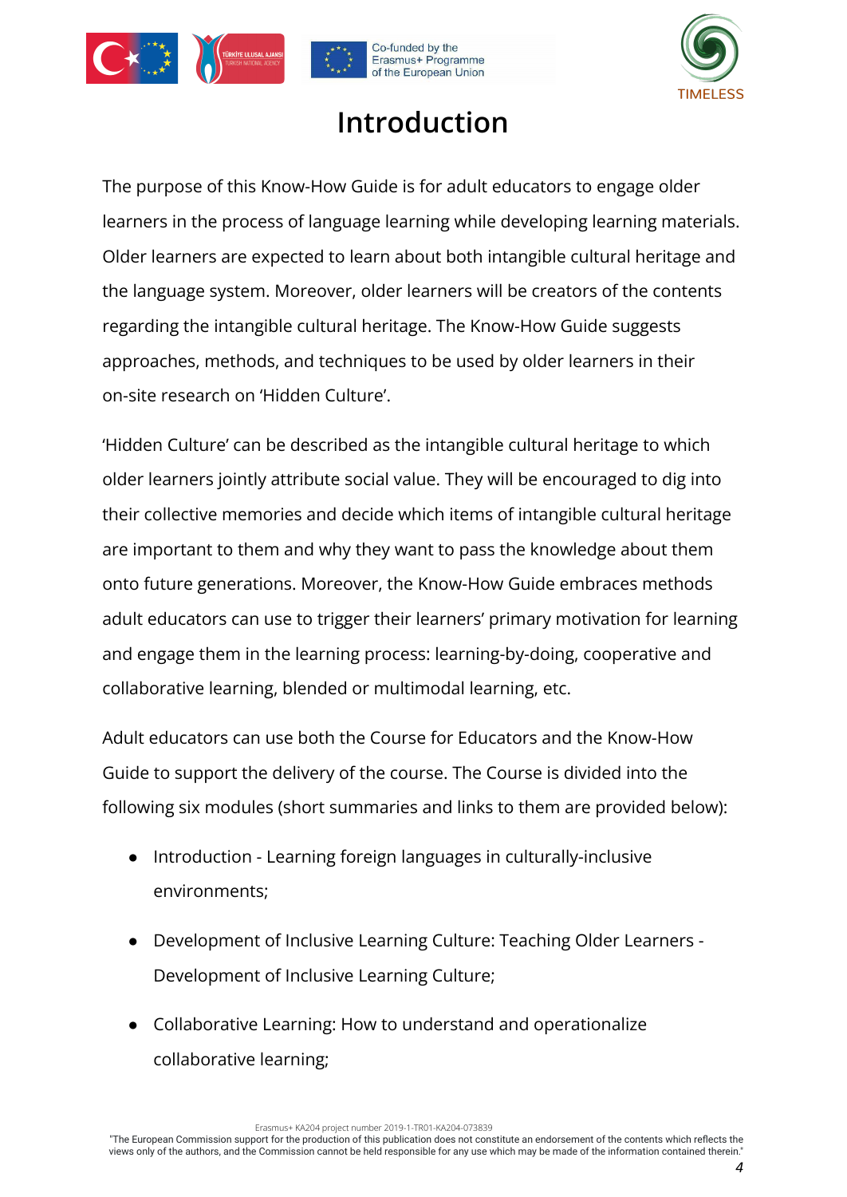# Introduction

The purpose of this Know-How Guide is for adult educators to engage older learners in the process of language learning while developing learning materials. Older learners are expected to learn about both intangible cultural heritage and the language system. Moreover, older learners will be creators of the contents regarding the intangible cultural heritage. The Know-How Guide suggests approaches, methods, and techniques to be used by older learners in their on-site research on 'Hidden Culture'.

'Hidden Culture' can be described as the intangible cultural heritage to which older learners jointly attribute social value. They will be encouraged to dig into their collective memories and decide which items of intangible cultural heritage are important to them and why they want to pass the knowledge about them onto future generations. Moreover, the Know-How Guide embraces methods adult educators can use to trigger their learners' primary motivation for learning and engage them in the learning process: learning-by-doing, cooperative and collaborative learning, blended or multimodal learning, etc.

Adult educators can use both the Course for Educators and the Know-How Guide to support the delivery of the course. The Course is divided into the following six modules (short summaries and links to them are provided below):

- Introduction - Learning foreign languages in culturally-inclusive environments;
- Development of Inclusive Learning Culture: Teaching Older Learners - Development of Inclusive Learning Culture;
- Collaborative Learning: How to understand and operationalize collaborative learning;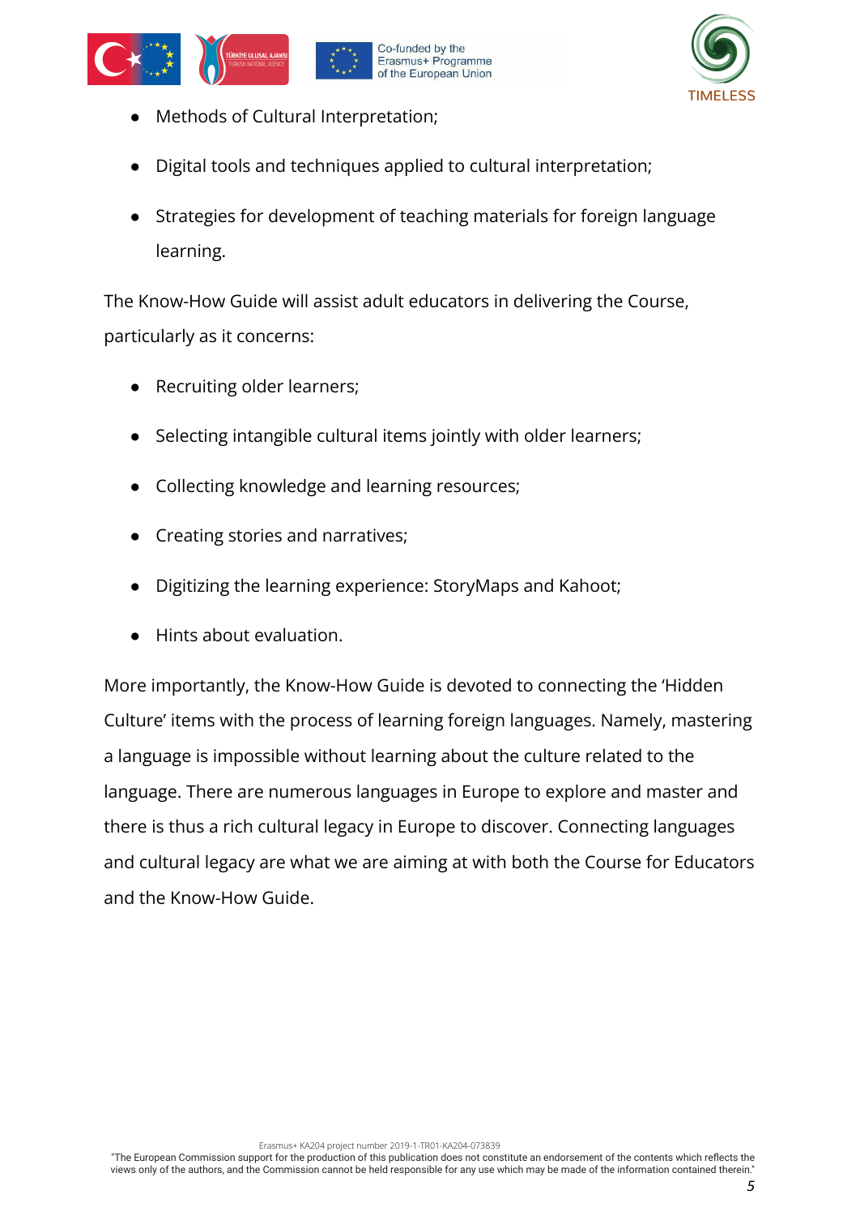- Methods of Cultural Interpretation;
- Digital tools and techniques applied to cultural interpretation;
- Strategies for development of teaching materials for foreign language learning.

The Know-How Guide will assist adult educators in delivering the Course, particularly as it concerns:

- Recruiting older learners;
- Selecting intangible cultural items jointly with older learners;
- Collecting knowledge and learning resources;
- Creating stories and narratives;
- Digitizing the learning experience: StoryMaps and Kahoot;
- Hints about evaluation.

More importantly, the Know-How Guide is devoted to connecting the 'Hidden Culture' items with the process of learning foreign languages. Namely, mastering a language is impossible without learning about the culture related to the language. There are numerous languages in Europe to explore and master and there is thus a rich cultural legacy in Europe to discover. Connecting languages and cultural legacy are what we are aiming at with both the Course for Educators and the Know-How Guide.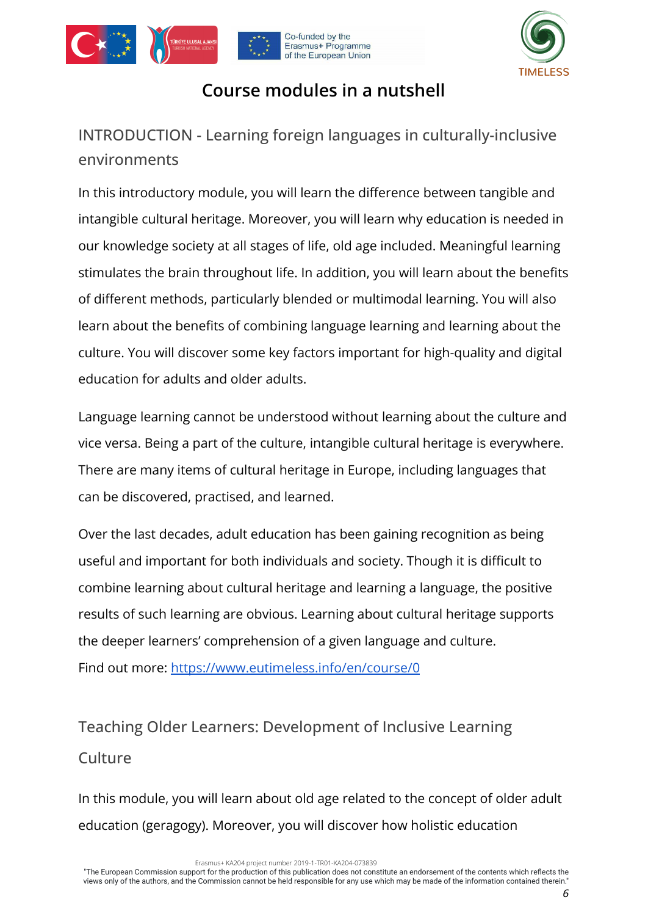# Course modules in a nutshell

## INTRODUCTION - Learning foreign languages in culturally-inclusive environments

In this introductory module, you will learn the difference between tangible and intangible cultural heritage. Moreover, you will learn why education is needed in our knowledge society at all stages of life, old age included. Meaningful learning stimulates the brain throughout life. In addition, you will learn about the benefits of different methods, particularly blended or multimodal learning. You will also learn about the benefits of combining language learning and learning about the culture. You will discover some key factors important for high-quality and digital education for adults and older adults.

Language learning cannot be understood without learning about the culture and vice versa. Being a part of the culture, intangible cultural heritage is everywhere. There are many items of cultural heritage in Europe, including languages that can be discovered, practised, and learned.

Over the last decades, adult education has been gaining recognition as being useful and important for both individuals and society. Though it is difficult to combine learning about cultural heritage and learning a language, the positive results of such learning are obvious. Learning about cultural heritage supports the deeper learners' comprehension of a given language and culture.
Find out more: [https://www.eutimeless.info/en/course/0](https://www.eutimeless.info/en/course/0)

## Teaching Older Learners: Development of Inclusive Learning Culture

In this module, you will learn about old age related to the concept of older adult education (geragogy). Moreover, you will discover how holistic education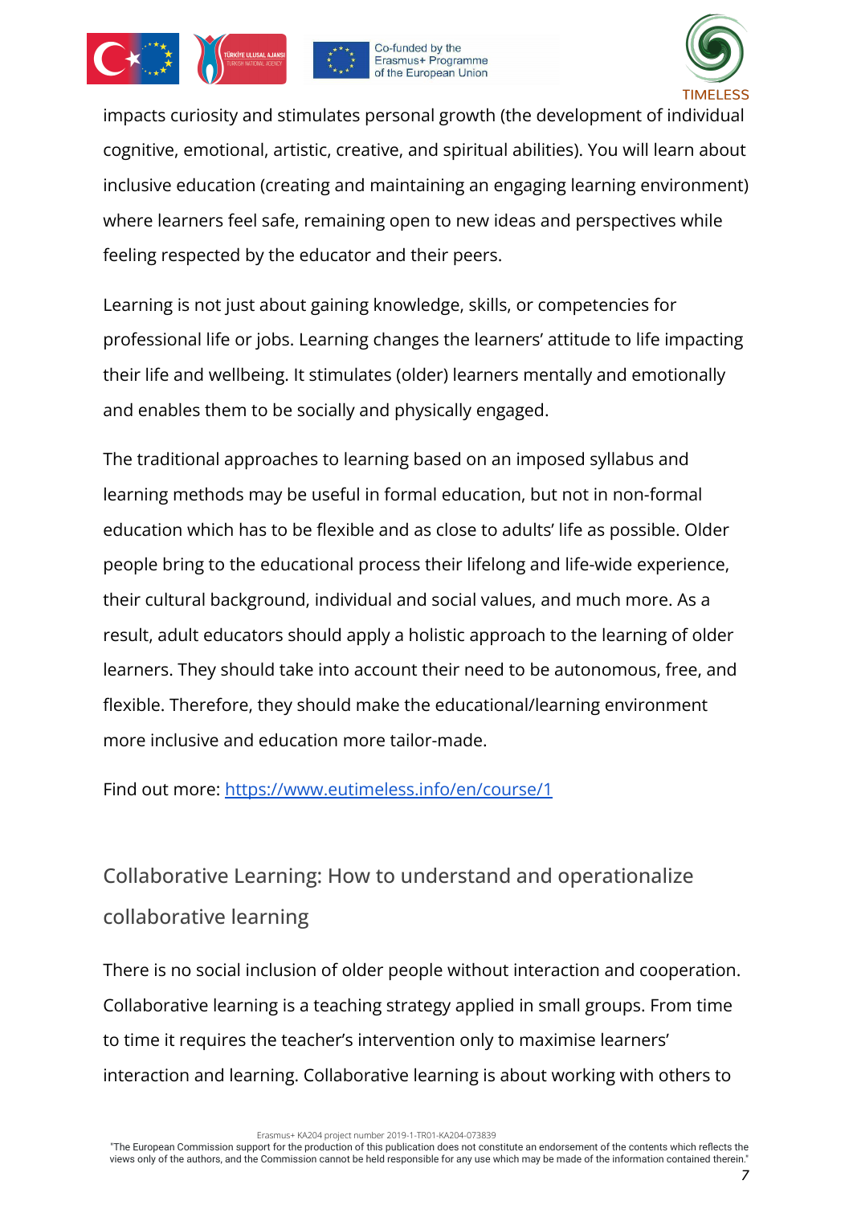impacts curiosity and stimulates personal growth (the development of individual cognitive, emotional, artistic, creative, and spiritual abilities). You will learn about inclusive education (creating and maintaining an engaging learning environment) where learners feel safe, remaining open to new ideas and perspectives while feeling respected by the educator and their peers.

Learning is not just about gaining knowledge, skills, or competencies for professional life or jobs. Learning changes the learners' attitude to life impacting their life and wellbeing. It stimulates (older) learners mentally and emotionally and enables them to be socially and physically engaged.

The traditional approaches to learning based on an imposed syllabus and learning methods may be useful in formal education, but not in non-formal education which has to be flexible and as close to adults' life as possible. Older people bring to the educational process their lifelong and life-wide experience, their cultural background, individual and social values, and much more. As a result, adult educators should apply a holistic approach to the learning of older learners. They should take into account their need to be autonomous, free, and flexible. Therefore, they should make the educational/learning environment more inclusive and education more tailor-made.

Find out more: [https://www.eutimeless.info/en/course/1](https://www.eutimeless.info/en/course/1)

## Collaborative Learning: How to understand and operationalize collaborative learning

There is no social inclusion of older people without interaction and cooperation. Collaborative learning is a teaching strategy applied in small groups. From time to time it requires the teacher's intervention only to maximise learners' interaction and learning. Collaborative learning is about working with others to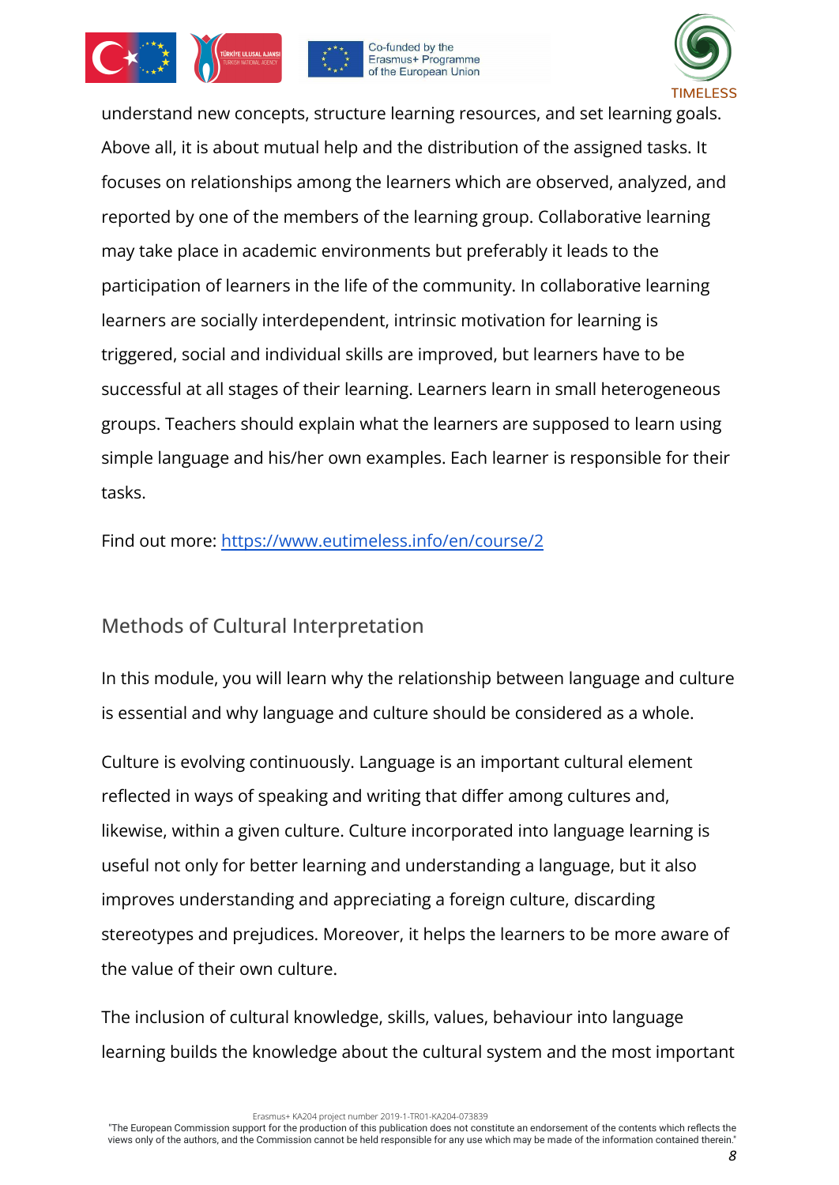understand new concepts, structure learning resources, and set learning goals. Above all, it is about mutual help and the distribution of the assigned tasks. It focuses on relationships among the learners which are observed, analyzed, and reported by one of the members of the learning group. Collaborative learning may take place in academic environments but preferably it leads to the participation of learners in the life of the community. In collaborative learning learners are socially interdependent, intrinsic motivation for learning is triggered, social and individual skills are improved, but learners have to be successful at all stages of their learning. Learners learn in small heterogeneous groups. Teachers should explain what the learners are supposed to learn using simple language and his/her own examples. Each learner is responsible for their tasks.

Find out more: [https://www.eutimeless.info/en/course/2](https://www.eutimeless.info/en/course/2)

## Methods of Cultural Interpretation

In this module, you will learn why the relationship between language and culture is essential and why language and culture should be considered as a whole.

Culture is evolving continuously. Language is an important cultural element reflected in ways of speaking and writing that differ among cultures and, likewise, within a given culture. Culture incorporated into language learning is useful not only for better learning and understanding a language, but it also improves understanding and appreciating a foreign culture, discarding stereotypes and prejudices. Moreover, it helps the learners to be more aware of the value of their own culture.

The inclusion of cultural knowledge, skills, values, behaviour into language learning builds the knowledge about the cultural system and the most important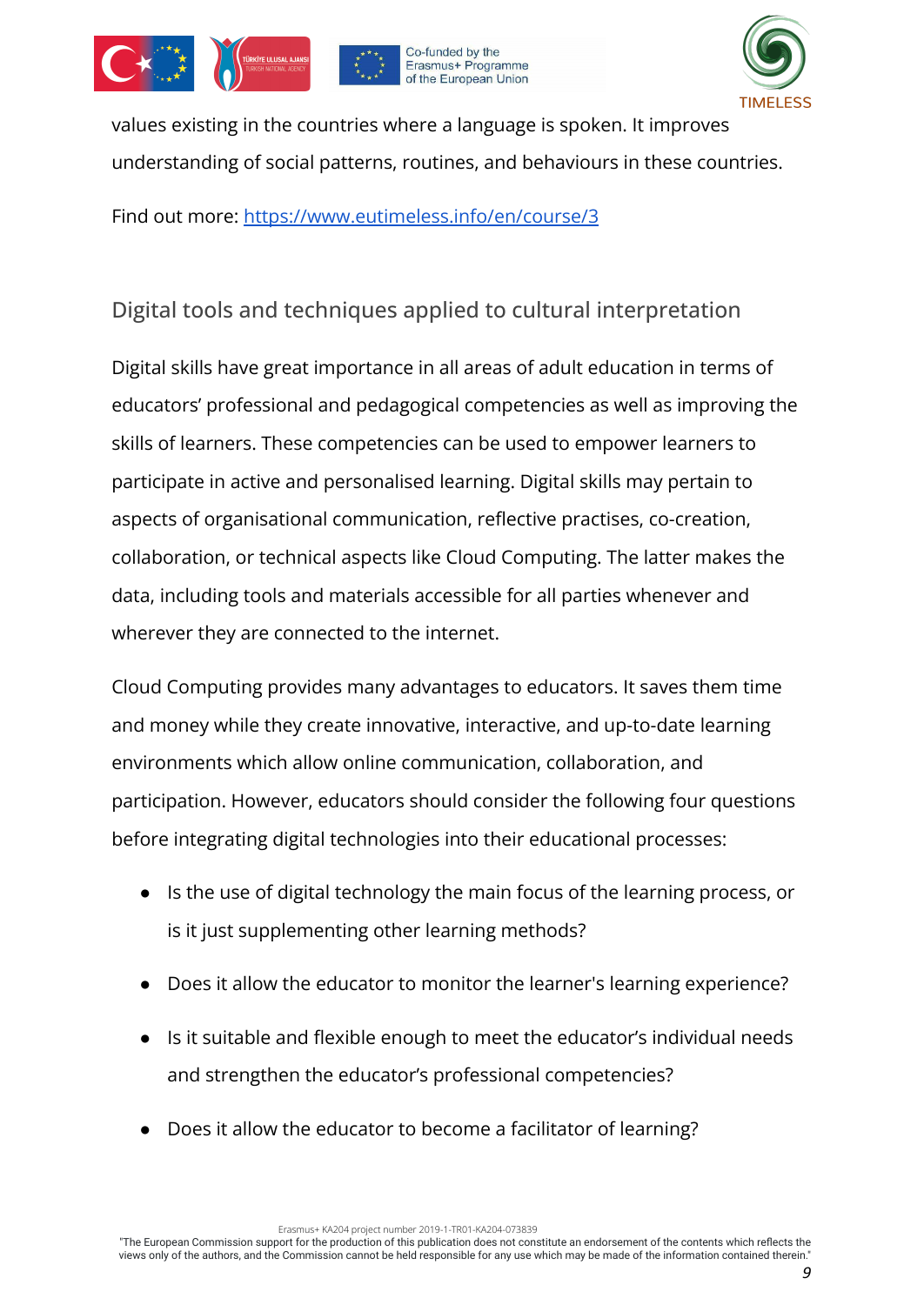values existing in the countries where a language is spoken. It improves understanding of social patterns, routines, and behaviours in these countries.

Find out more: https://www.eutimeless.info/en/course/3

## Digital tools and techniques applied to cultural interpretation

Digital skills have great importance in all areas of adult education in terms of educators' professional and pedagogical competencies as well as improving the skills of learners. These competencies can be used to empower learners to participate in active and personalised learning. Digital skills may pertain to aspects of organisational communication, reflective practises, co-creation, collaboration, or technical aspects like Cloud Computing. The latter makes the data, including tools and materials accessible for all parties whenever and wherever they are connected to the internet.

Cloud Computing provides many advantages to educators. It saves them time and money while they create innovative, interactive, and up-to-date learning environments which allow online communication, collaboration, and participation. However, educators should consider the following four questions before integrating digital technologies into their educational processes:

- Is the use of digital technology the main focus of the learning process, or is it just supplementing other learning methods?
- Does it allow the educator to monitor the learner's learning experience?
- Is it suitable and flexible enough to meet the educator's individual needs and strengthen the educator's professional competencies?
- Does it allow the educator to become a facilitator of learning?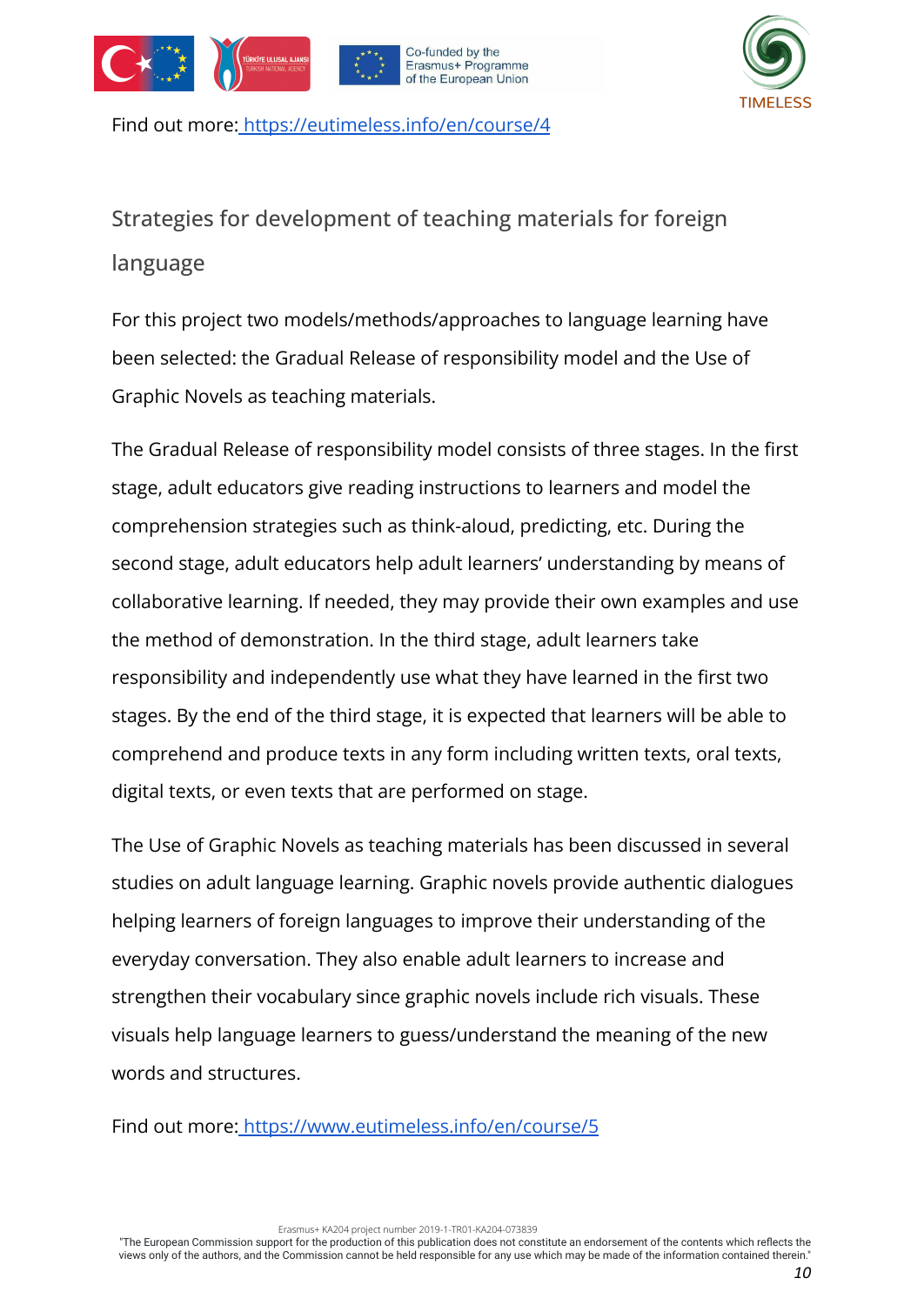Find out more: [https://eutimeless.info/en/course/4](https://eutimeless.info/en/course/4)

## Strategies for development of teaching materials for foreign language

For this project two models/methods/approaches to language learning have been selected: the Gradual Release of responsibility model and the Use of Graphic Novels as teaching materials.

The Gradual Release of responsibility model consists of three stages. In the first stage, adult educators give reading instructions to learners and model the comprehension strategies such as think-aloud, predicting, etc. During the second stage, adult educators help adult learners' understanding by means of collaborative learning. If needed, they may provide their own examples and use the method of demonstration. In the third stage, adult learners take responsibility and independently use what they have learned in the first two stages. By the end of the third stage, it is expected that learners will be able to comprehend and produce texts in any form including written texts, oral texts, digital texts, or even texts that are performed on stage.

The Use of Graphic Novels as teaching materials has been discussed in several studies on adult language learning. Graphic novels provide authentic dialogues helping learners of foreign languages to improve their understanding of the everyday conversation. They also enable adult learners to increase and strengthen their vocabulary since graphic novels include rich visuals. These visuals help language learners to guess/understand the meaning of the new words and structures.

Find out more: [https://www.eutimeless.info/en/course/5](https://www.eutimeless.info/en/course/5)

Erasmus+ KA204 project number 2019-1-TR01-KA204-073839

"The European Commission support for the production of this publication does not constitute an endorsement of the contents which reflects the views only of the authors, and the Commission cannot be held responsible for any use which may be made of the information contained therein."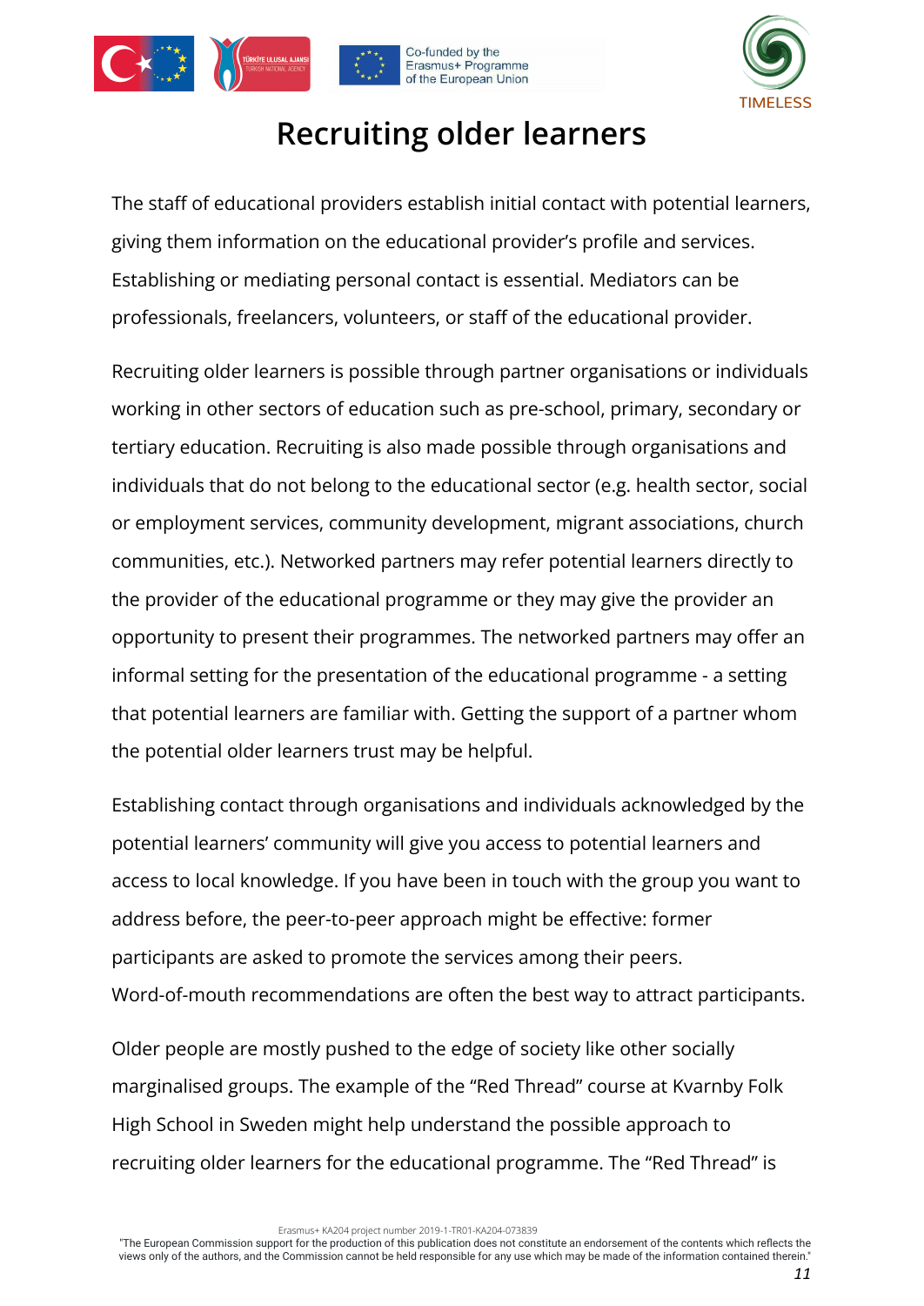# Recruiting older learners

The staff of educational providers establish initial contact with potential learners, giving them information on the educational provider's profile and services. Establishing or mediating personal contact is essential. Mediators can be professionals, freelancers, volunteers, or staff of the educational provider.

Recruiting older learners is possible through partner organisations or individuals working in other sectors of education such as pre-school, primary, secondary or tertiary education. Recruiting is also made possible through organisations and individuals that do not belong to the educational sector (e.g. health sector, social or employment services, community development, migrant associations, church communities, etc.). Networked partners may refer potential learners directly to the provider of the educational programme or they may give the provider an opportunity to present their programmes. The networked partners may offer an informal setting for the presentation of the educational programme - a setting that potential learners are familiar with. Getting the support of a partner whom the potential older learners trust may be helpful.

Establishing contact through organisations and individuals acknowledged by the potential learners' community will give you access to potential learners and access to local knowledge. If you have been in touch with the group you want to address before, the peer-to-peer approach might be effective: former participants are asked to promote the services among their peers. Word-of-mouth recommendations are often the best way to attract participants.

Older people are mostly pushed to the edge of society like other socially marginalised groups. The example of the "Red Thread" course at Kvarnby Folk High School in Sweden might help understand the possible approach to recruiting older learners for the educational programme. The "Red Thread" is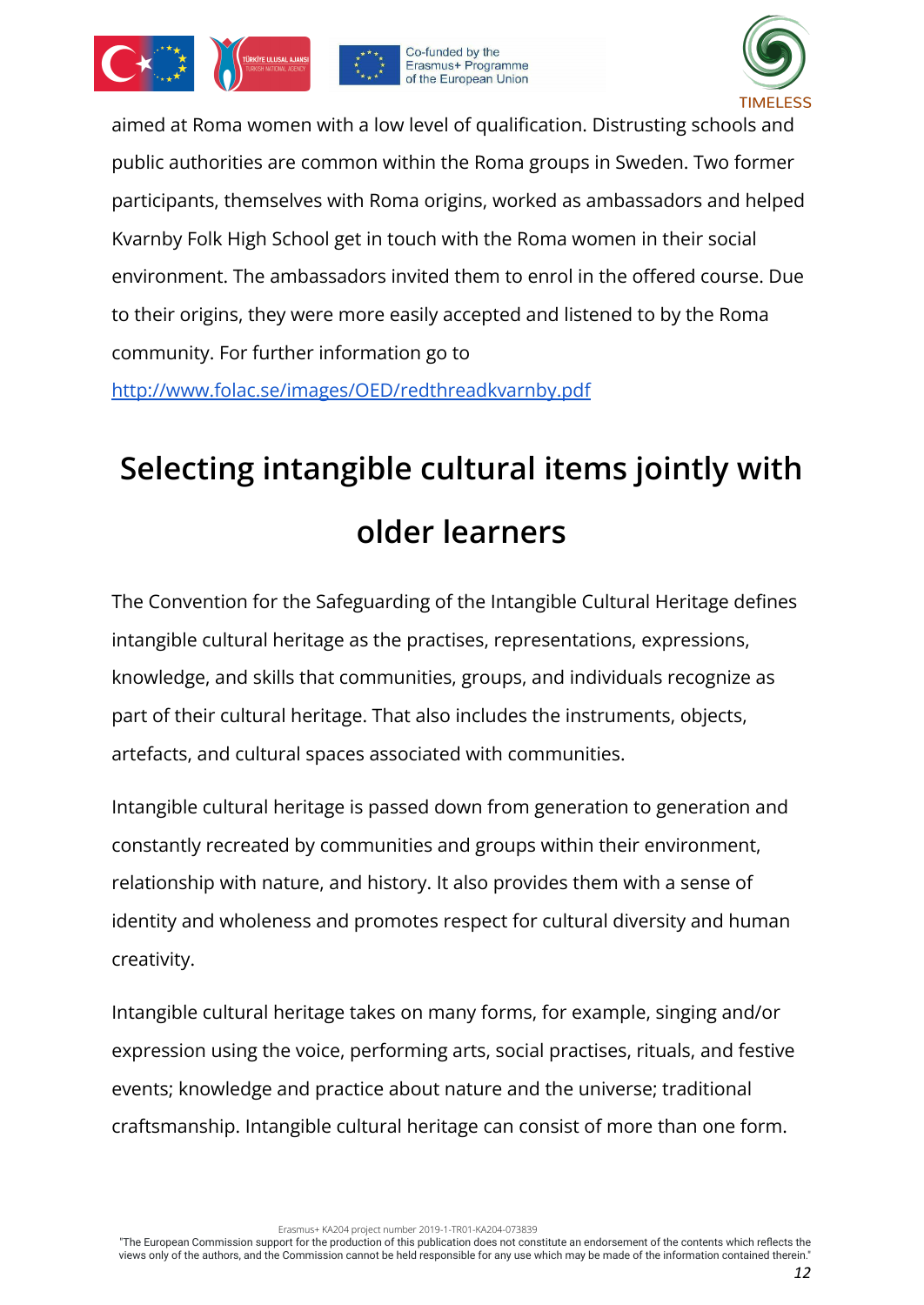aimed at Roma women with a low level of qualification. Distrusting schools and public authorities are common within the Roma groups in Sweden. Two former participants, themselves with Roma origins, worked as ambassadors and helped Kvarnby Folk High School get in touch with the Roma women in their social environment. The ambassadors invited them to enrol in the offered course. Due to their origins, they were more easily accepted and listened to by the Roma community. For further information go to

http://www.folac.se/images/OED/redthreadkvarnby.pdf

# Selecting intangible cultural items jointly with older learners

The Convention for the Safeguarding of the Intangible Cultural Heritage defines intangible cultural heritage as the practises, representations, expressions, knowledge, and skills that communities, groups, and individuals recognize as part of their cultural heritage. That also includes the instruments, objects, artefacts, and cultural spaces associated with communities.

Intangible cultural heritage is passed down from generation to generation and constantly recreated by communities and groups within their environment, relationship with nature, and history. It also provides them with a sense of identity and wholeness and promotes respect for cultural diversity and human creativity.

Intangible cultural heritage takes on many forms, for example, singing and/or expression using the voice, performing arts, social practises, rituals, and festive events; knowledge and practice about nature and the universe; traditional craftsmanship. Intangible cultural heritage can consist of more than one form.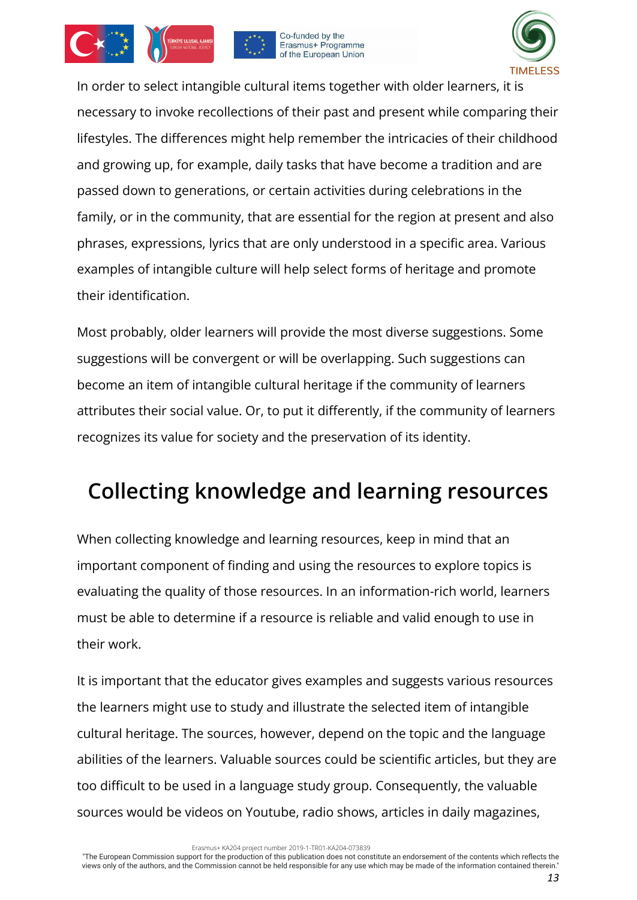In order to select intangible cultural items together with older learners, it is necessary to invoke recollections of their past and present while comparing their lifestyles. The differences might help remember the intricacies of their childhood and growing up, for example, daily tasks that have become a tradition and are passed down to generations, or certain activities during celebrations in the family, or in the community, that are essential for the region at present and also phrases, expressions, lyrics that are only understood in a specific area. Various examples of intangible culture will help select forms of heritage and promote their identification.

Most probably, older learners will provide the most diverse suggestions. Some suggestions will be convergent or will be overlapping. Such suggestions can become an item of intangible cultural heritage if the community of learners attributes their social value. Or, to put it differently, if the community of learners recognizes its value for society and the preservation of its identity.

# Collecting knowledge and learning resources

When collecting knowledge and learning resources, keep in mind that an important component of finding and using the resources to explore topics is evaluating the quality of those resources. In an information-rich world, learners must be able to determine if a resource is reliable and valid enough to use in their work.

It is important that the educator gives examples and suggests various resources the learners might use to study and illustrate the selected item of intangible cultural heritage. The sources, however, depend on the topic and the language abilities of the learners. Valuable sources could be scientific articles, but they are too difficult to be used in a language study group. Consequently, the valuable sources would be videos on Youtube, radio shows, articles in daily magazines,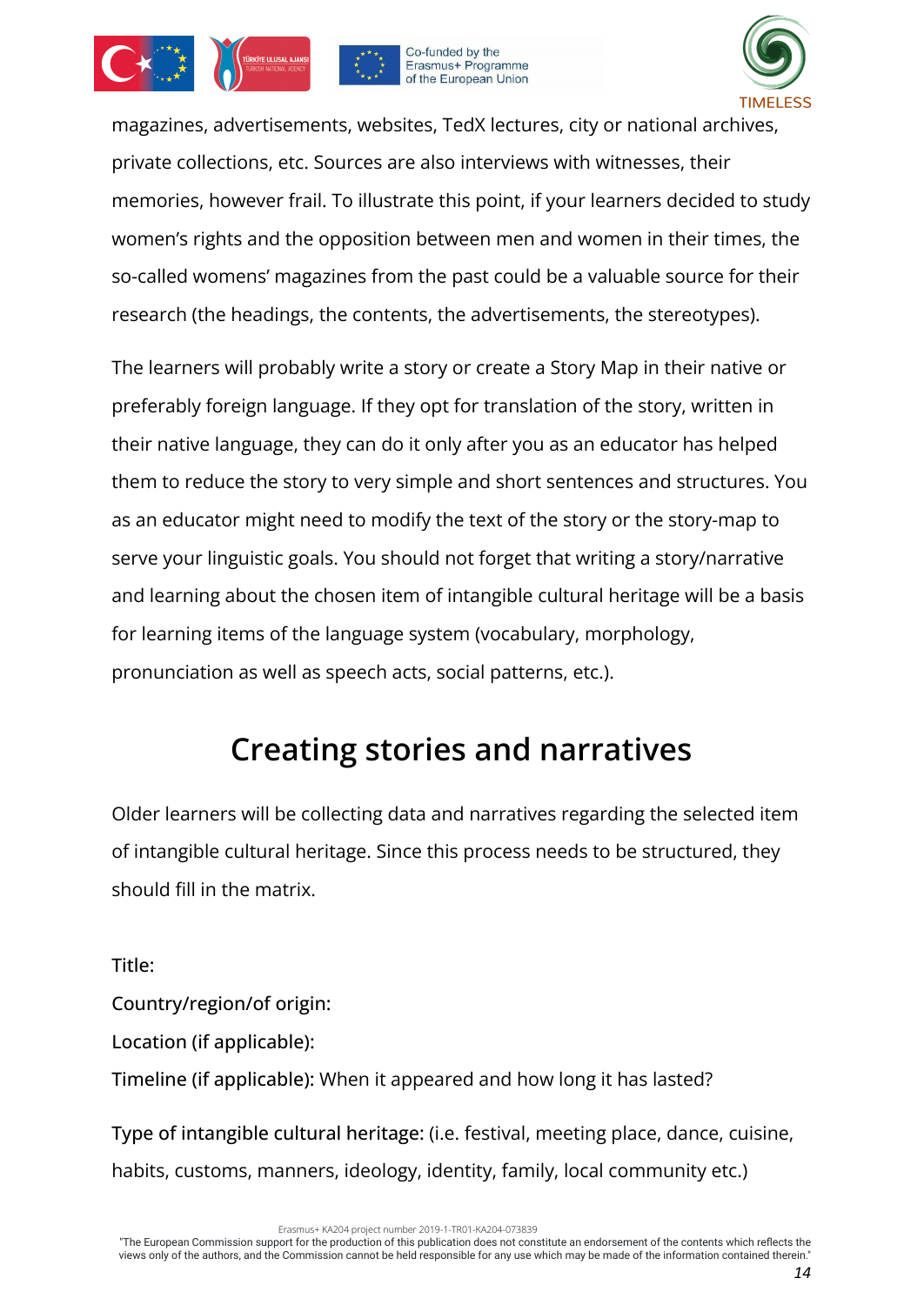magazines, advertisements, websites, TedX lectures, city or national archives, private collections, etc. Sources are also interviews with witnesses, their memories, however frail. To illustrate this point, if your learners decided to study women's rights and the opposition between men and women in their times, the so-called womens' magazines from the past could be a valuable source for their research (the headings, the contents, the advertisements, the stereotypes).

The learners will probably write a story or create a Story Map in their native or preferably foreign language. If they opt for translation of the story, written in their native language, they can do it only after you as an educator has helped them to reduce the story to very simple and short sentences and structures. You as an educator might need to modify the text of the story or the story-map to serve your linguistic goals. You should not forget that writing a story/narrative and learning about the chosen item of intangible cultural heritage will be a basis for learning items of the language system (vocabulary, morphology, pronunciation as well as speech acts, social patterns, etc.).

# Creating stories and narratives

Older learners will be collecting data and narratives regarding the selected item of intangible cultural heritage. Since this process needs to be structured, they should fill in the matrix.

Title:

Country/region/of origin:

Location (if applicable):

Timeline (if applicable): When it appeared and how long it has lasted?

Type of intangible cultural heritage: (i.e. festival, meeting place, dance, cuisine, habits, customs, manners, ideology, identity, family, local community etc.)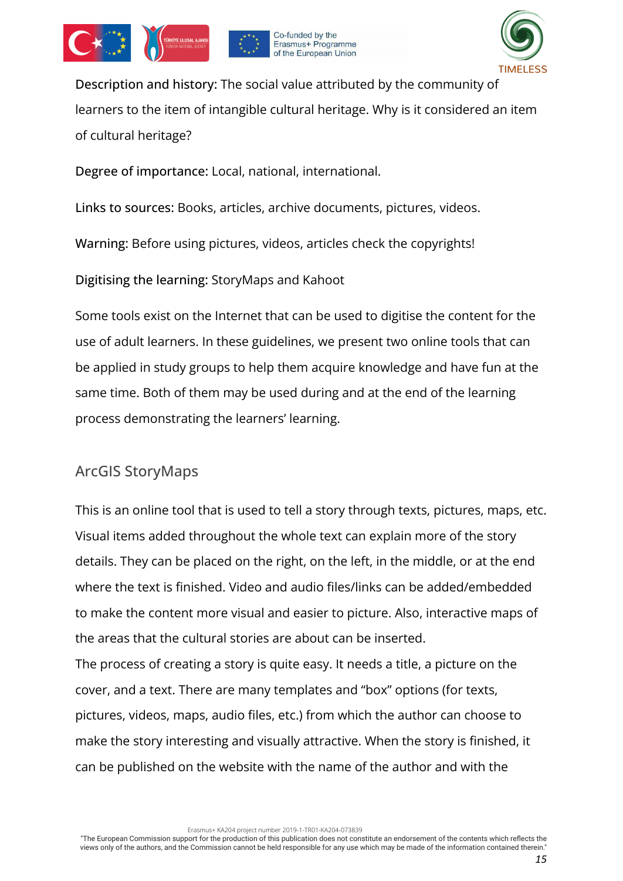Description and history: The social value attributed by the community of learners to the item of intangible cultural heritage. Why is it considered an item of cultural heritage?

Degree of importance: Local, national, international.

Links to sources: Books, articles, archive documents, pictures, videos.

Warning: Before using pictures, videos, articles check the copyrights!

Digitising the learning: StoryMaps and Kahoot

Some tools exist on the Internet that can be used to digitise the content for the use of adult learners. In these guidelines, we present two online tools that can be applied in study groups to help them acquire knowledge and have fun at the same time. Both of them may be used during and at the end of the learning process demonstrating the learners' learning.

## ArcGIS StoryMaps

This is an online tool that is used to tell a story through texts, pictures, maps, etc. Visual items added throughout the whole text can explain more of the story details. They can be placed on the right, on the left, in the middle, or at the end where the text is finished. Video and audio files/links can be added/embedded to make the content more visual and easier to picture. Also, interactive maps of the areas that the cultural stories are about can be inserted.

The process of creating a story is quite easy. It needs a title, a picture on the cover, and a text. There are many templates and "box" options (for texts, pictures, videos, maps, audio files, etc.) from which the author can choose to make the story interesting and visually attractive. When the story is finished, it can be published on the website with the name of the author and with the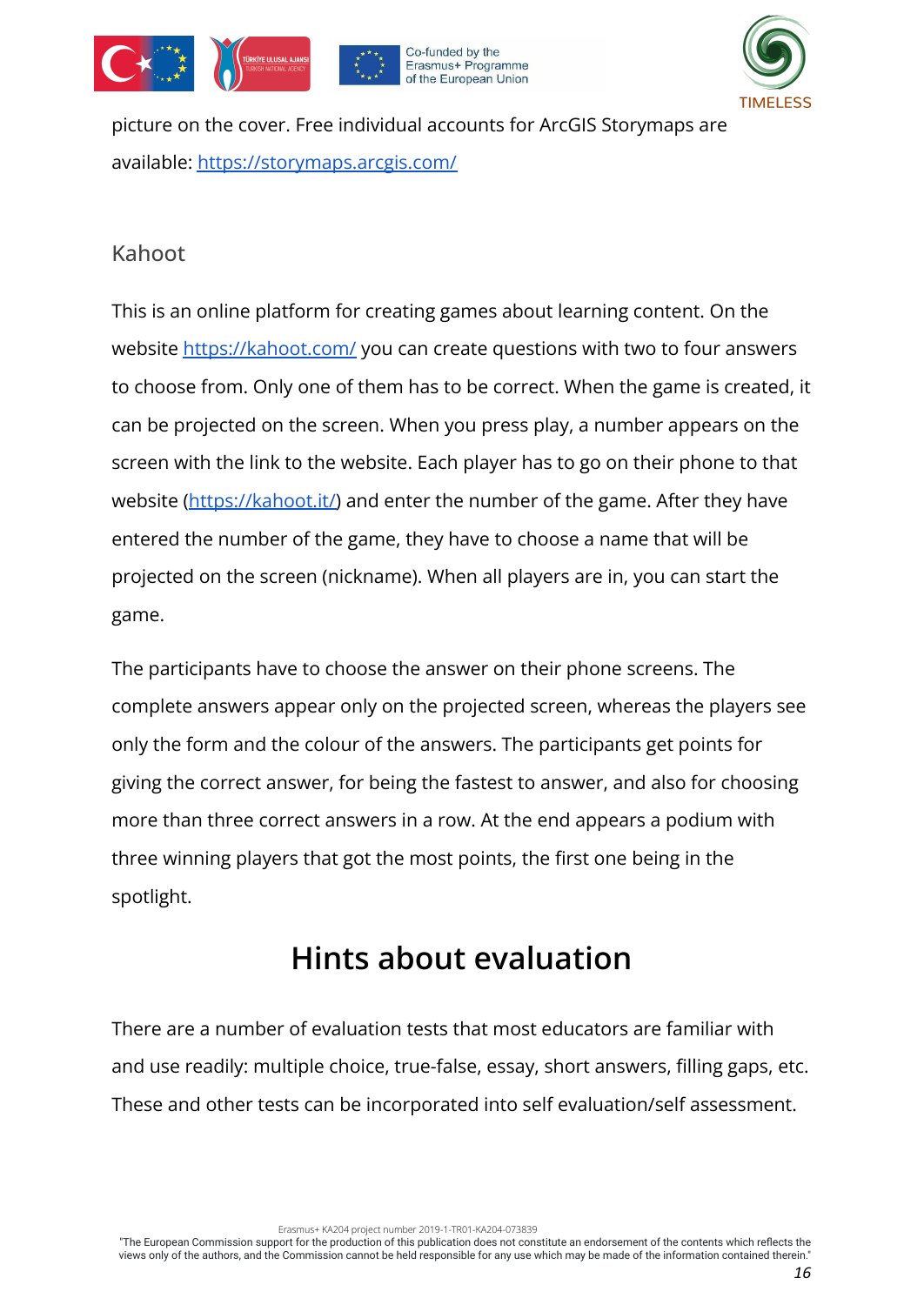picture on the cover. Free individual accounts for ArcGIS Storymaps are available: https://storymaps.arcgis.com/

### Kahoot

This is an online platform for creating games about learning content. On the website https://kahoot.com/ you can create questions with two to four answers to choose from. Only one of them has to be correct. When the game is created, it can be projected on the screen. When you press play, a number appears on the screen with the link to the website. Each player has to go on their phone to that website (https://kahoot.it/) and enter the number of the game. After they have entered the number of the game, they have to choose a name that will be projected on the screen (nickname). When all players are in, you can start the game.

The participants have to choose the answer on their phone screens. The complete answers appear only on the projected screen, whereas the players see only the form and the colour of the answers. The participants get points for giving the correct answer, for being the fastest to answer, and also for choosing more than three correct answers in a row. At the end appears a podium with three winning players that got the most points, the first one being in the spotlight.

## Hints about evaluation

There are a number of evaluation tests that most educators are familiar with and use readily: multiple choice, true-false, essay, short answers, filling gaps, etc. These and other tests can be incorporated into self evaluation/self assessment.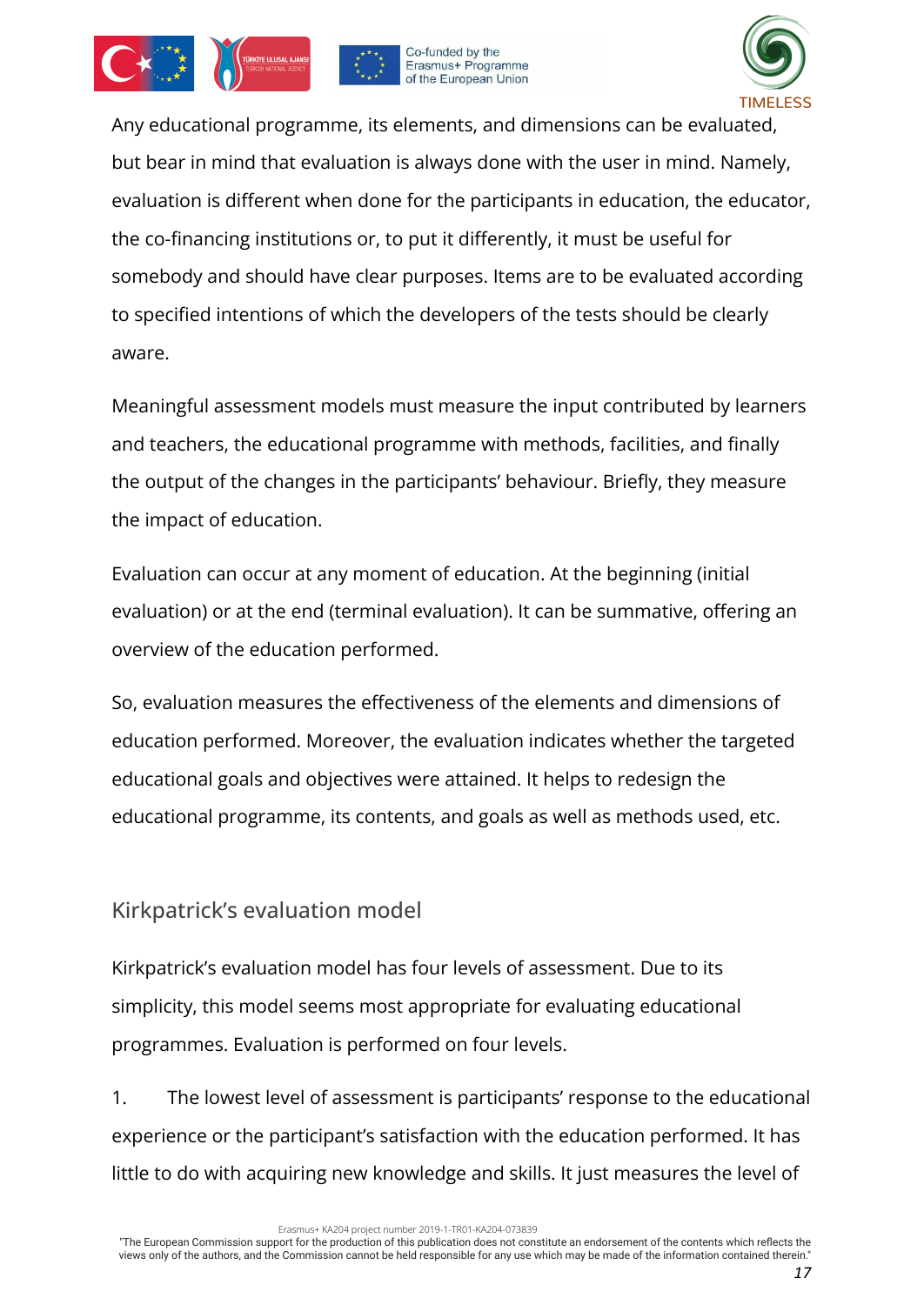Any educational programme, its elements, and dimensions can be evaluated, but bear in mind that evaluation is always done with the user in mind. Namely, evaluation is different when done for the participants in education, the educator, the co-financing institutions or, to put it differently, it must be useful for somebody and should have clear purposes. Items are to be evaluated according to specified intentions of which the developers of the tests should be clearly aware.

Meaningful assessment models must measure the input contributed by learners and teachers, the educational programme with methods, facilities, and finally the output of the changes in the participants' behaviour. Briefly, they measure the impact of education.

Evaluation can occur at any moment of education. At the beginning (initial evaluation) or at the end (terminal evaluation). It can be summative, offering an overview of the education performed.

So, evaluation measures the effectiveness of the elements and dimensions of education performed. Moreover, the evaluation indicates whether the targeted educational goals and objectives were attained. It helps to redesign the educational programme, its contents, and goals as well as methods used, etc.

## Kirkpatrick's evaluation model

Kirkpatrick's evaluation model has four levels of assessment. Due to its simplicity, this model seems most appropriate for evaluating educational programmes. Evaluation is performed on four levels.

1. The lowest level of assessment is participants' response to the educational experience or the participant's satisfaction with the education performed. It has little to do with acquiring new knowledge and skills. It just measures the level of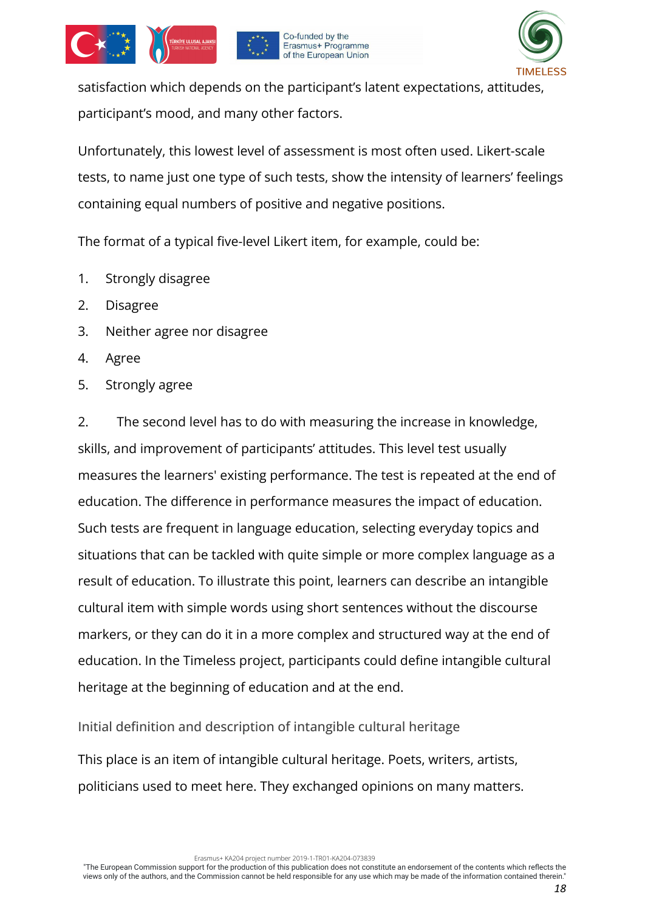satisfaction which depends on the participant's latent expectations, attitudes, participant's mood, and many other factors.

Unfortunately, this lowest level of assessment is most often used. Likert-scale tests, to name just one type of such tests, show the intensity of learners' feelings containing equal numbers of positive and negative positions.

The format of a typical five-level Likert item, for example, could be:

1. Strongly disagree
2. Disagree
3. Neither agree nor disagree
4. Agree
5. Strongly agree

2. The second level has to do with measuring the increase in knowledge, skills, and improvement of participants' attitudes. This level test usually measures the learners' existing performance. The test is repeated at the end of education. The difference in performance measures the impact of education. Such tests are frequent in language education, selecting everyday topics and situations that can be tackled with quite simple or more complex language as a result of education. To illustrate this point, learners can describe an intangible cultural item with simple words using short sentences without the discourse markers, or they can do it in a more complex and structured way at the end of education. In the Timeless project, participants could define intangible cultural heritage at the beginning of education and at the end.

### Initial definition and description of intangible cultural heritage

This place is an item of intangible cultural heritage. Poets, writers, artists, politicians used to meet here. They exchanged opinions on many matters.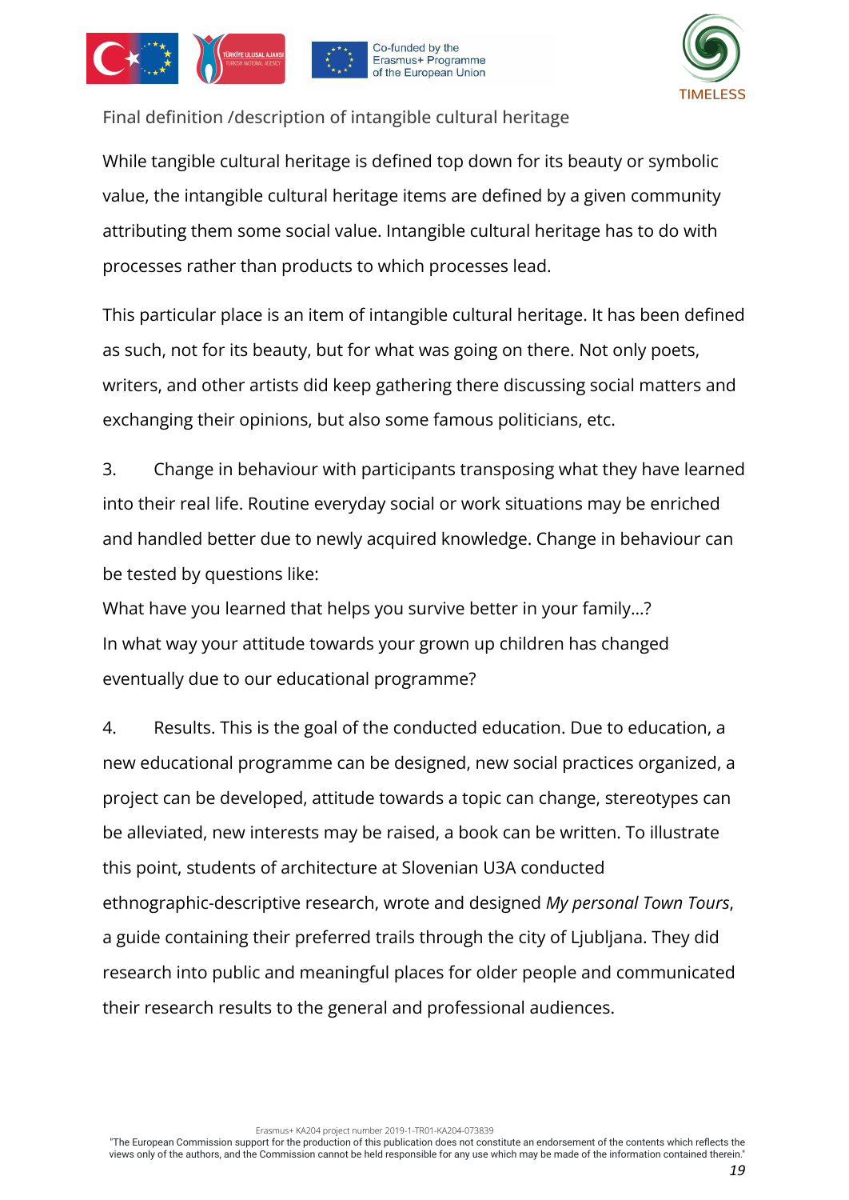Final definition /description of intangible cultural heritage

While tangible cultural heritage is defined top down for its beauty or symbolic value, the intangible cultural heritage items are defined by a given community attributing them some social value. Intangible cultural heritage has to do with processes rather than products to which processes lead.

This particular place is an item of intangible cultural heritage. It has been defined as such, not for its beauty, but for what was going on there. Not only poets, writers, and other artists did keep gathering there discussing social matters and exchanging their opinions, but also some famous politicians, etc.

3. Change in behaviour with participants transposing what they have learned into their real life. Routine everyday social or work situations may be enriched and handled better due to newly acquired knowledge. Change in behaviour can be tested by questions like:
What have you learned that helps you survive better in your family...?
In what way your attitude towards your grown up children has changed eventually due to our educational programme?

4. Results. This is the goal of the conducted education. Due to education, a new educational programme can be designed, new social practices organized, a project can be developed, attitude towards a topic can change, stereotypes can be alleviated, new interests may be raised, a book can be written. To illustrate this point, students of architecture at Slovenian U3A conducted ethnographic-descriptive research, wrote and designed *My personal Town Tours*, a guide containing their preferred trails through the city of Ljubljana. They did research into public and meaningful places for older people and communicated their research results to the general and professional audiences.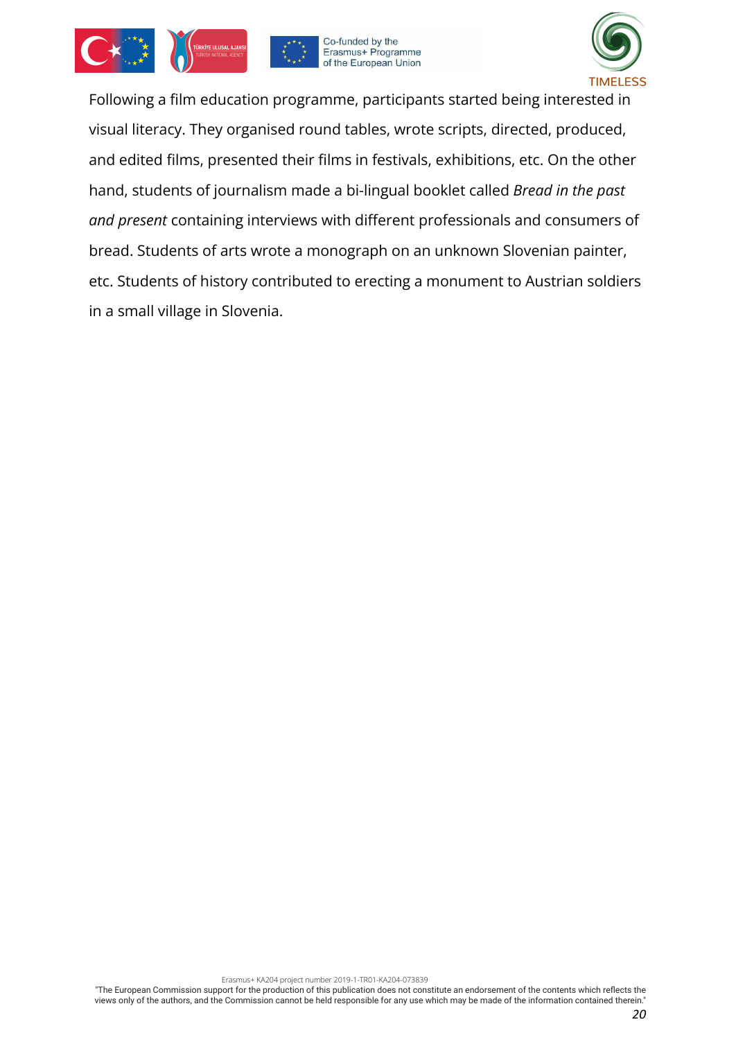Following a film education programme, participants started being interested in visual literacy. They organised round tables, wrote scripts, directed, produced, and edited films, presented their films in festivals, exhibitions, etc. On the other hand, students of journalism made a bi-lingual booklet called *Bread in the past and present* containing interviews with different professionals and consumers of bread. Students of arts wrote a monograph on an unknown Slovenian painter, etc. Students of history contributed to erecting a monument to Austrian soldiers in a small village in Slovenia.